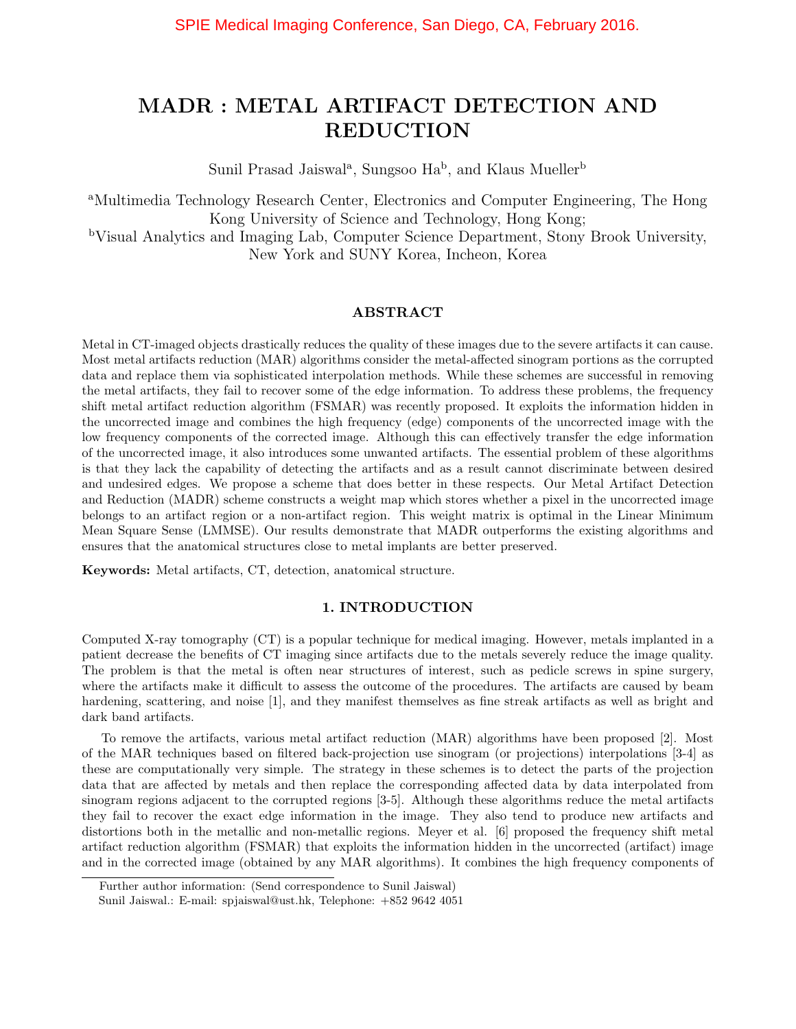SPIE Medical Imaging Conference, San Diego, CA, February 2016.

# MADR : METAL ARTIFACT DETECTION AND REDUCTION

Sunil Prasad Jaiswal[a], Sungsoo Ha[b], and Klaus Mueller[b]

[a]Multimedia Technology Research Center, Electronics and Computer Engineering, The Hong Kong University of Science and Technology, Hong Kong;
[b]Visual Analytics and Imaging Lab, Computer Science Department, Stony Brook University, New York and SUNY Korea, Incheon, Korea

## ABSTRACT

Metal in CT-imaged objects drastically reduces the quality of these images due to the severe artifacts it can cause. Most metal artifacts reduction (MAR) algorithms consider the metal-affected sinogram portions as the corrupted data and replace them via sophisticated interpolation methods. While these schemes are successful in removing the metal artifacts, they fail to recover some of the edge information. To address these problems, the frequency shift metal artifact reduction algorithm (FSMAR) was recently proposed. It exploits the information hidden in the uncorrected image and combines the high frequency (edge) components of the uncorrected image with the low frequency components of the corrected image. Although this can effectively transfer the edge information of the uncorrected image, it also introduces some unwanted artifacts. The essential problem of these algorithms is that they lack the capability of detecting the artifacts and as a result cannot discriminate between desired and undesired edges. We propose a scheme that does better in these respects. Our Metal Artifact Detection and Reduction (MADR) scheme constructs a weight map which stores whether a pixel in the uncorrected image belongs to an artifact region or a non-artifact region. This weight matrix is optimal in the Linear Minimum Mean Square Sense (LMMSE). Our results demonstrate that MADR outperforms the existing algorithms and ensures that the anatomical structures close to metal implants are better preserved.

**Keywords:** Metal artifacts, CT, detection, anatomical structure.

## 1. INTRODUCTION

Computed X-ray tomography (CT) is a popular technique for medical imaging. However, metals implanted in a patient decrease the benefits of CT imaging since artifacts due to the metals severely reduce the image quality. The problem is that the metal is often near structures of interest, such as pedicle screws in spine surgery, where the artifacts make it difficult to assess the outcome of the procedures. The artifacts are caused by beam hardening, scattering, and noise [1], and they manifest themselves as fine streak artifacts as well as bright and dark band artifacts.

To remove the artifacts, various metal artifact reduction (MAR) algorithms have been proposed [2]. Most of the MAR techniques based on filtered back-projection use sinogram (or projections) interpolations [3-4] as these are computationally very simple. The strategy in these schemes is to detect the parts of the projection data that are affected by metals and then replace the corresponding affected data by data interpolated from sinogram regions adjacent to the corrupted regions [3-5]. Although these algorithms reduce the metal artifacts they fail to recover the exact edge information in the image. They also tend to produce new artifacts and distortions both in the metallic and non-metallic regions. Meyer et al. [6] proposed the frequency shift metal artifact reduction algorithm (FSMAR) that exploits the information hidden in the uncorrected (artifact) image and in the corrected image (obtained by any MAR algorithms). It combines the high frequency components of

Further author information: (Send correspondence to Sunil Jaiswal)
Sunil Jaiswal.: E-mail: spjaiswal@ust.hk, Telephone: +852 9642 4051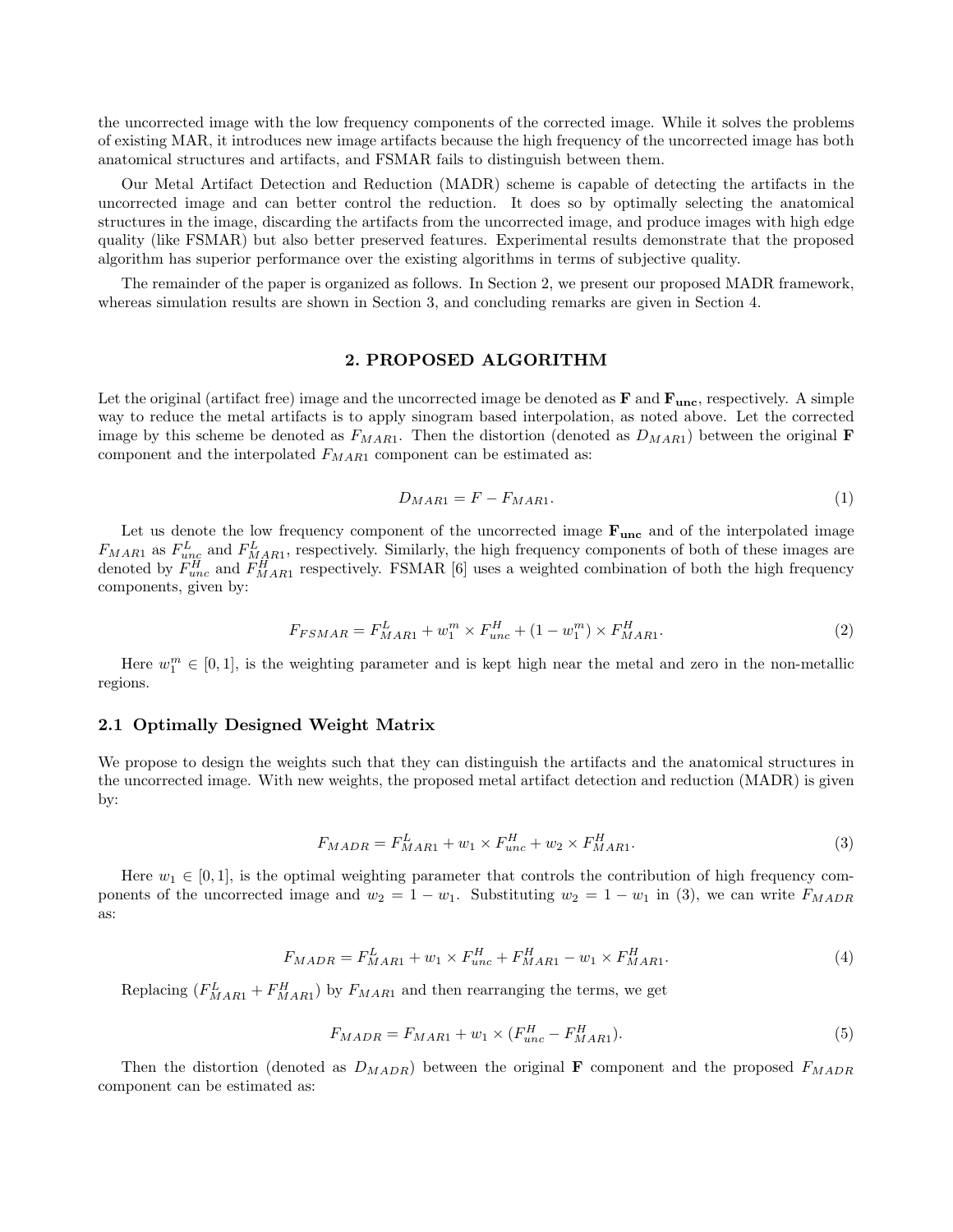the uncorrected image with the low frequency components of the corrected image. While it solves the problems of existing MAR, it introduces new image artifacts because the high frequency of the uncorrected image has both anatomical structures and artifacts, and FSMAR fails to distinguish between them.

Our Metal Artifact Detection and Reduction (MADR) scheme is capable of detecting the artifacts in the uncorrected image and can better control the reduction. It does so by optimally selecting the anatomical structures in the image, discarding the artifacts from the uncorrected image, and produce images with high edge quality (like FSMAR) but also better preserved features. Experimental results demonstrate that the proposed algorithm has superior performance over the existing algorithms in terms of subjective quality.

The remainder of the paper is organized as follows. In Section 2, we present our proposed MADR framework, whereas simulation results are shown in Section 3, and concluding remarks are given in Section 4.

## 2. PROPOSED ALGORITHM

Let the original (artifact free) image and the uncorrected image be denoted as $\mathbf{F}$ and $\mathbf{F_{unc}}$, respectively. A simple way to reduce the metal artifacts is to apply sinogram based interpolation, as noted above. Let the corrected image by this scheme be denoted as $F_{MAR1}$. Then the distortion (denoted as $D_{MAR1}$) between the original $\mathbf{F}$ component and the interpolated $F_{MAR1}$ component can be estimated as:

$$D_{MAR1} = F - F_{MAR1}. \tag{1}$$

Let us denote the low frequency component of the uncorrected image $\mathbf{F_{unc}}$ and of the interpolated image $F_{MAR1}$ as $F^L_{unc}$ and $F^L_{MAR1}$, respectively. Similarly, the high frequency components of both of these images are denoted by $F^H_{unc}$ and $F^H_{MAR1}$ respectively. FSMAR [6] uses a weighted combination of both the high frequency components, given by:

$$F_{FSMAR} = F^L_{MAR1} + w^m_1 \times F^H_{unc} + (1 - w^m_1) \times F^H_{MAR1}. \tag{2}$$

Here $w^m_1 \in [0, 1]$, is the weighting parameter and is kept high near the metal and zero in the non-metallic regions.

### 2.1 Optimally Designed Weight Matrix

We propose to design the weights such that they can distinguish the artifacts and the anatomical structures in the uncorrected image. With new weights, the proposed metal artifact detection and reduction (MADR) is given by:

$$F_{MADR} = F^L_{MAR1} + w_1 \times F^H_{unc} + w_2 \times F^H_{MAR1}. \tag{3}$$

Here $w_1 \in [0, 1]$, is the optimal weighting parameter that controls the contribution of high frequency components of the uncorrected image and $w_2 = 1 - w_1$. Substituting $w_2 = 1 - w_1$ in (3), we can write $F_{MADR}$ as:

$$F_{MADR} = F^L_{MAR1} + w_1 \times F^H_{unc} + F^H_{MAR1} - w_1 \times F^H_{MAR1}. \tag{4}$$

Replacing $(F^L_{MAR1} + F^H_{MAR1})$ by $F_{MAR1}$ and then rearranging the terms, we get

$$F_{MADR} = F_{MAR1} + w_1 \times (F^H_{unc} - F^H_{MAR1}). \tag{5}$$

Then the distortion (denoted as $D_{MADR}$) between the original $\mathbf{F}$ component and the proposed $F_{MADR}$ component can be estimated as: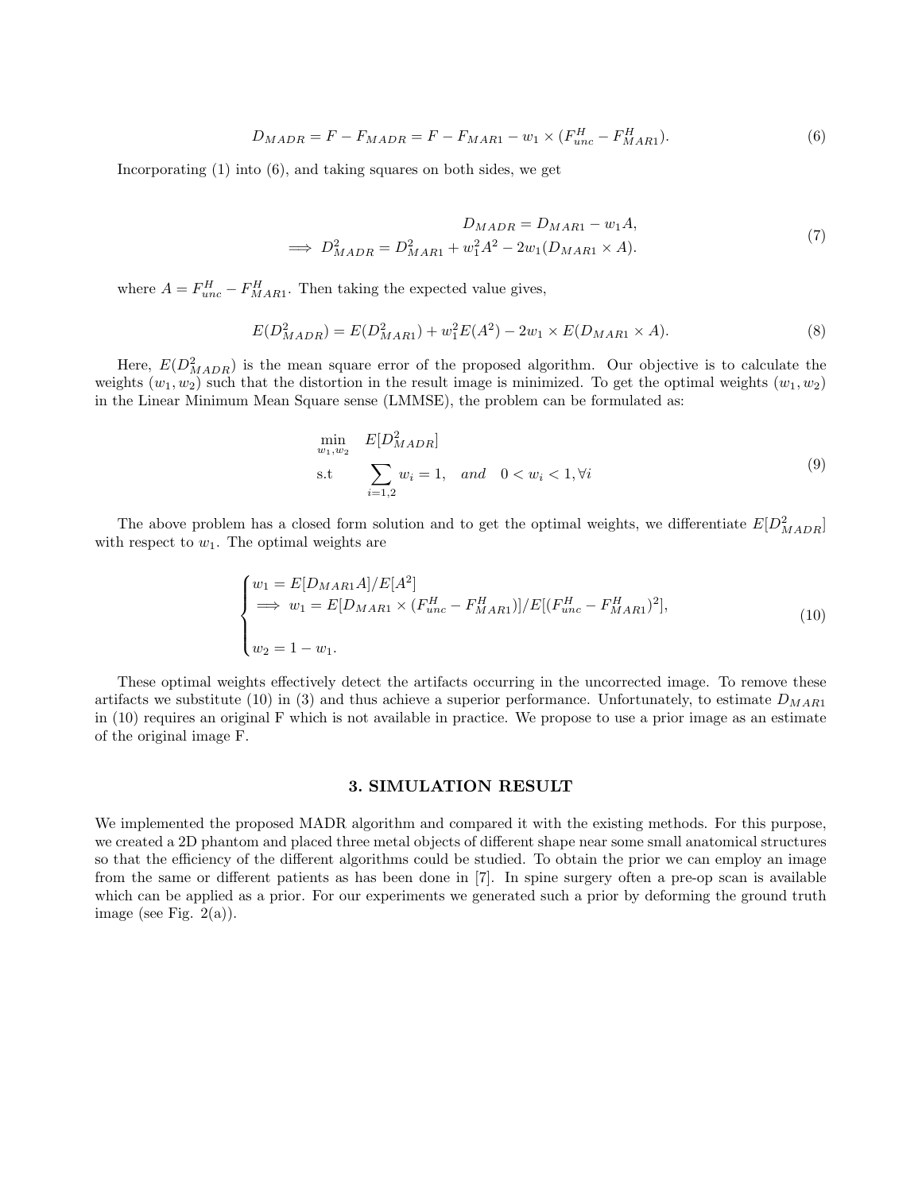$$D_{MADR} = F - F_{MADR} = F - F_{MAR1} - w_1 \times (F^H_{unc} - F^H_{MAR1}). \tag{6}$$

Incorporating (1) into (6), and taking squares on both sides, we get

$$\begin{aligned} D_{MADR} &= D_{MAR1} - w_1 A, \\ \implies D^2_{MADR} &= D^2_{MAR1} + w_1^2 A^2 - 2w_1(D_{MAR1} \times A). \end{aligned} \tag{7}$$

where $A = F^H_{unc} - F^H_{MAR1}$. Then taking the expected value gives,

$$E(D^2_{MADR}) = E(D^2_{MAR1}) + w_1^2 E(A^2) - 2w_1 \times E(D_{MAR1} \times A). \tag{8}$$

Here, $E(D^2_{MADR})$ is the mean square error of the proposed algorithm. Our objective is to calculate the weights $(w_1, w_2)$ such that the distortion in the result image is minimized. To get the optimal weights $(w_1, w_2)$ in the Linear Minimum Mean Square sense (LMMSE), the problem can be formulated as:

$$\begin{aligned} \min_{w_1, w_2} \quad & E[D^2_{MADR}] \\ \text{s.t} \quad & \sum_{i=1,2} w_i = 1, \quad and \quad 0 < w_i < 1, \forall i \end{aligned} \tag{9}$$

The above problem has a closed form solution and to get the optimal weights, we differentiate $E[D^2_{MADR}]$ with respect to $w_1$. The optimal weights are

$$\begin{cases} w_1 = E[D_{MAR1} A]/E[A^2] \\ \implies w_1 = E[D_{MAR1} \times (F^H_{unc} - F^H_{MAR1})]/E[(F^H_{unc} - F^H_{MAR1})^2], \\ \\ w_2 = 1 - w_1. \end{cases} \tag{10}$$

These optimal weights effectively detect the artifacts occurring in the uncorrected image. To remove these artifacts we substitute (10) in (3) and thus achieve a superior performance. Unfortunately, to estimate $D_{MAR1}$ in (10) requires an original F which is not available in practice. We propose to use a prior image as an estimate of the original image F.

## 3. SIMULATION RESULT

We implemented the proposed MADR algorithm and compared it with the existing methods. For this purpose, we created a 2D phantom and placed three metal objects of different shape near some small anatomical structures so that the efficiency of the different algorithms could be studied. To obtain the prior we can employ an image from the same or different patients as has been done in [7]. In spine surgery often a pre-op scan is available which can be applied as a prior. For our experiments we generated such a prior by deforming the ground truth image (see Fig. 2(a)).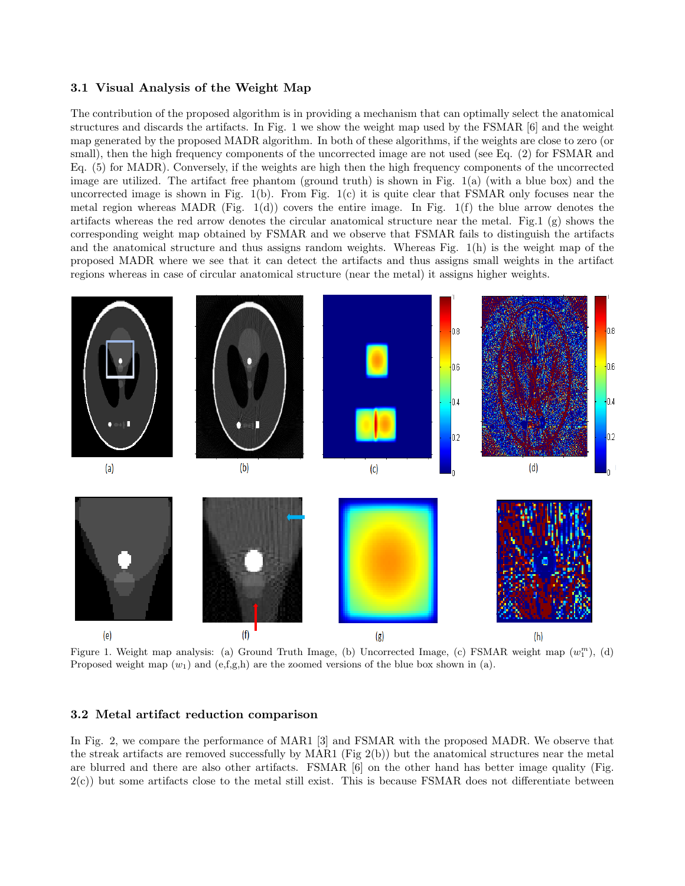### 3.1 Visual Analysis of the Weight Map

The contribution of the proposed algorithm is in providing a mechanism that can optimally select the anatomical structures and discards the artifacts. In Fig. 1 we show the weight map used by the FSMAR [6] and the weight map generated by the proposed MADR algorithm. In both of these algorithms, if the weights are close to zero (or small), then the high frequency components of the uncorrected image are not used (see Eq. (2) for FSMAR and Eq. (5) for MADR). Conversely, if the weights are high then the high frequency components of the uncorrected image are utilized. The artifact free phantom (ground truth) is shown in Fig. 1(a) (with a blue box) and the uncorrected image is shown in Fig. 1(b). From Fig. 1(c) it is quite clear that FSMAR only focuses near the metal region whereas MADR (Fig. 1(d)) covers the entire image. In Fig. 1(f) the blue arrow denotes the artifacts whereas the red arrow denotes the circular anatomical structure near the metal. Fig.1 (g) shows the corresponding weight map obtained by FSMAR and we observe that FSMAR fails to distinguish the artifacts and the anatomical structure and thus assigns random weights. Whereas Fig. 1(h) is the weight map of the proposed MADR where we see that it can detect the artifacts and thus assigns small weights in the artifact regions whereas in case of circular anatomical structure (near the metal) it assigns higher weights.

Figure 1. Weight map analysis: (a) Ground Truth Image, (b) Uncorrected Image, (c) FSMAR weight map ($w_1^m$), (d) Proposed weight map ($w_1$) and (e,f,g,h) are the zoomed versions of the blue box shown in (a).

### 3.2 Metal artifact reduction comparison

In Fig. 2, we compare the performance of MAR1 [3] and FSMAR with the proposed MADR. We observe that the streak artifacts are removed successfully by MAR1 (Fig 2(b)) but the anatomical structures near the metal are blurred and there are also other artifacts. FSMAR [6] on the other hand has better image quality (Fig. 2(c)) but some artifacts close to the metal still exist. This is because FSMAR does not differentiate between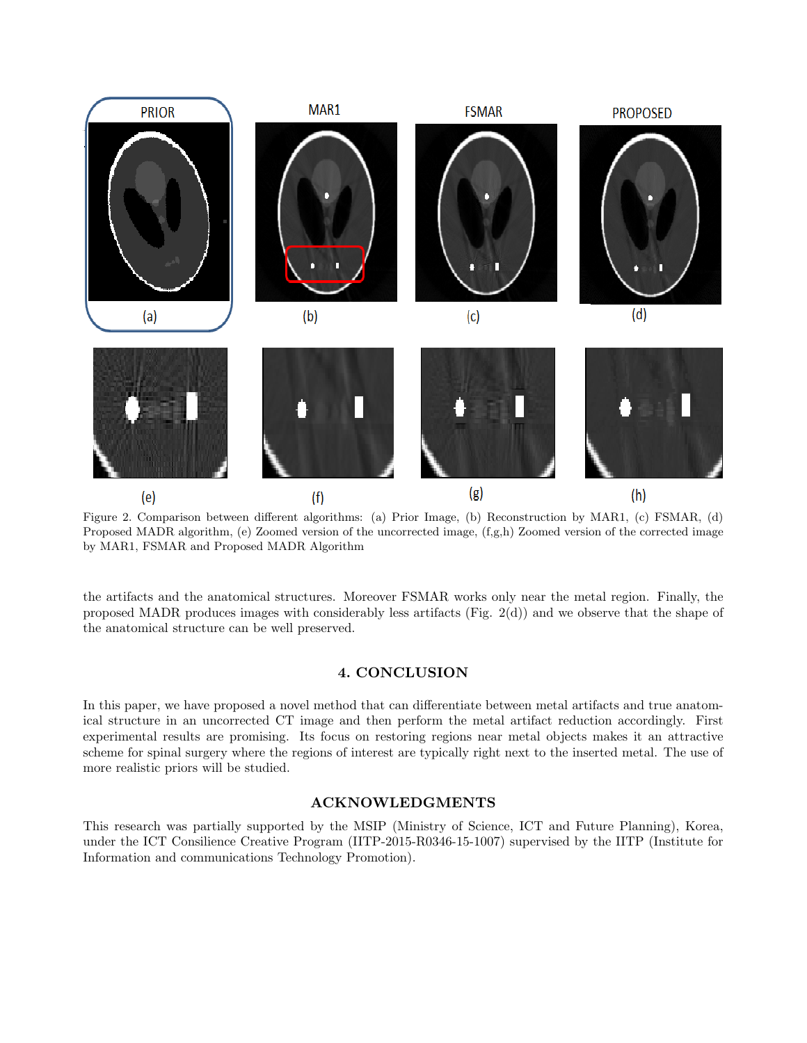Figure 2. Comparison between different algorithms: (a) Prior Image, (b) Reconstruction by MAR1, (c) FSMAR, (d) Proposed MADR algorithm, (e) Zoomed version of the uncorrected image, (f,g,h) Zoomed version of the corrected image by MAR1, FSMAR and Proposed MADR Algorithm

the artifacts and the anatomical structures. Moreover FSMAR works only near the metal region. Finally, the proposed MADR produces images with considerably less artifacts (Fig. 2(d)) and we observe that the shape of the anatomical structure can be well preserved.

## 4. CONCLUSION

In this paper, we have proposed a novel method that can differentiate between metal artifacts and true anatomical structure in an uncorrected CT image and then perform the metal artifact reduction accordingly. First experimental results are promising. Its focus on restoring regions near metal objects makes it an attractive scheme for spinal surgery where the regions of interest are typically right next to the inserted metal. The use of more realistic priors will be studied.

## ACKNOWLEDGMENTS

This research was partially supported by the MSIP (Ministry of Science, ICT and Future Planning), Korea, under the ICT Consilience Creative Program (IITP-2015-R0346-15-1007) supervised by the IITP (Institute for Information and communications Technology Promotion).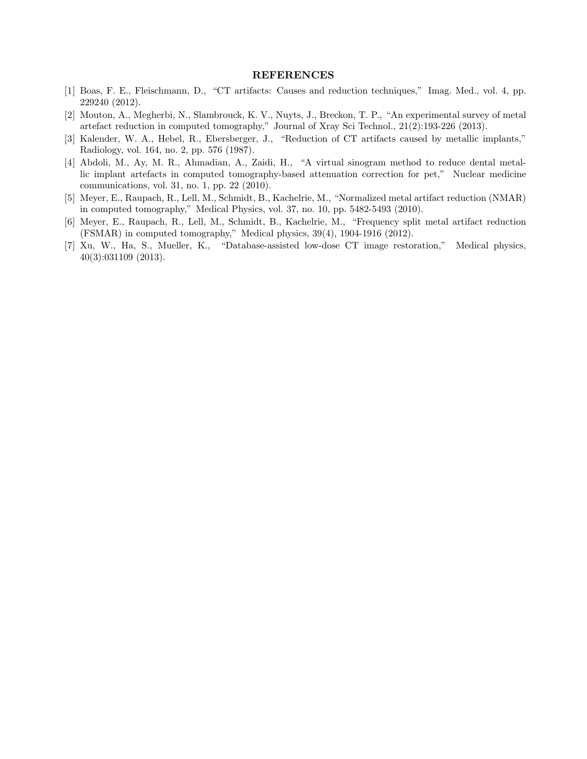## REFERENCES

[1] Boas, F. E., Fleischmann, D., "CT artifacts: Causes and reduction techniques," Imag. Med., vol. 4, pp. 229240 (2012).

[2] Mouton, A., Megherbi, N., Slambrouck, K. V., Nuyts, J., Breckon, T. P., "An experimental survey of metal artefact reduction in computed tomography," Journal of Xray Sci Technol., 21(2):193-226 (2013).

[3] Kalender, W. A., Hebel, R., Ebersberger, J., "Reduction of CT artifacts caused by metallic implants," Radiology, vol. 164, no. 2, pp. 576 (1987).

[4] Abdoli, M., Ay, M. R., Ahmadian, A., Zaidi, H., "A virtual sinogram method to reduce dental metallic implant artefacts in computed tomography-based attenuation correction for pet," Nuclear medicine communications, vol. 31, no. 1, pp. 22 (2010).

[5] Meyer, E., Raupach, R., Lell, M., Schmidt, B., Kachelrie, M., "Normalized metal artifact reduction (NMAR) in computed tomography," Medical Physics, vol. 37, no. 10, pp. 5482-5493 (2010).

[6] Meyer, E., Raupach, R., Lell, M., Schmidt, B., Kachelrie, M., "Frequency split metal artifact reduction (FSMAR) in computed tomography," Medical physics, 39(4), 1904-1916 (2012).

[7] Xu, W., Ha, S., Mueller, K., "Database-assisted low-dose CT image restoration," Medical physics, 40(3):031109 (2013).